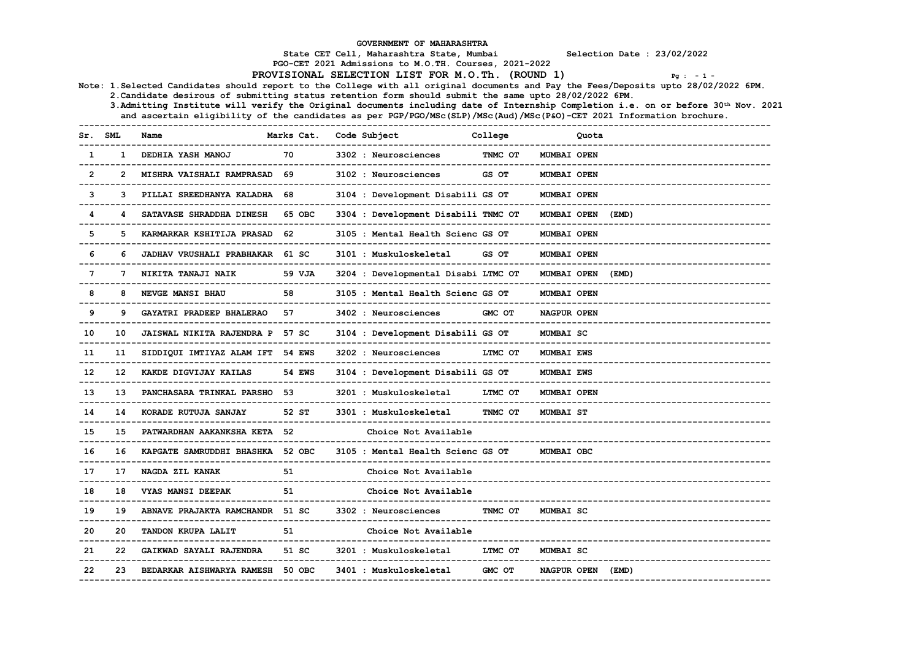# GOVERNMENT OF MAHARASHTRA

State CET Cell, Maharashtra State, Mumbai — Selection Date : 23/02/2022

PGO-CET 2021 Admissions to M.O.TH. Courses, 2021-2022

## PROVISIONAL SELECTION LIST FOR M.O.Th. (ROUND 1)

Note: 1.Selected Candidates should report to the College with all original documents and Pay the Fees/Deposits upto 28/02/2022 6PM.
2.Candidate desirous of submitting status retention form should submit the same upto 28/02/2022 6PM.
3.Admitting Institute will verify the Original documents including date of Internship Completion i.e. on or before 30th Nov. 2021 and ascertain eligibility of the candidates as per PGP/PGO/MSc(SLP)/MSc(Aud)/MSc(P&O)-CET 2021 Information brochure.

| Sr. | SML | Name | Marks | Cat. | Code Subject | College | Quota |
|---|---|---|---|---|---|---|---|
| 1 | 1 | DEDHIA YASH MANOJ | 70 | | 3302 : Neurosciences | TNMC OT | MUMBAI OPEN |
| 2 | 2 | MISHRA VAISHALI RAMPRASAD | 69 | | 3102 : Neurosciences | GS OT | MUMBAI OPEN |
| 3 | 3 | PILLAI SREEDHANYA KALADHA | 68 | | 3104 : Development Disabili | GS OT | MUMBAI OPEN |
| 4 | 4 | SATAVASE SHRADDHA DINESH | 65 | OBC | 3304 : Development Disabili | TNMC OT | MUMBAI OPEN (EMD) |
| 5 | 5 | KARMARKAR KSHITIJA PRASAD | 62 | | 3105 : Mental Health Scienc | GS OT | MUMBAI OPEN |
| 6 | 6 | JADHAV VRUSHALI PRABHAKAR | 61 | SC | 3101 : Muskuloskeletal | GS OT | MUMBAI OPEN |
| 7 | 7 | NIKITA TANAJI NAIK | 59 | VJA | 3204 : Developmental Disabi | LTMC OT | MUMBAI OPEN (EMD) |
| 8 | 8 | NEVGE MANSI BHAU | 58 | | 3105 : Mental Health Scienc | GS OT | MUMBAI OPEN |
| 9 | 9 | GAYATRI PRADEEP BHALERAO | 57 | | 3402 : Neurosciences | GMC OT | NAGPUR OPEN |
| 10 | 10 | JAISWAL NIKITA RAJENDRA P | 57 | SC | 3104 : Development Disabili | GS OT | MUMBAI SC |
| 11 | 11 | SIDDIQUI IMTIYAZ ALAM IFT | 54 | EWS | 3202 : Neurosciences | LTMC OT | MUMBAI EWS |
| 12 | 12 | KAKDE DIGVIJAY KAILAS | 54 | EWS | 3104 : Development Disabili | GS OT | MUMBAI EWS |
| 13 | 13 | PANCHASARA TRINKAL PARSHO | 53 | | 3201 : Muskuloskeletal | LTMC OT | MUMBAI OPEN |
| 14 | 14 | KORADE RUTUJA SANJAY | 52 | ST | 3301 : Muskuloskeletal | TNMC OT | MUMBAI ST |
| 15 | 15 | PATWARDHAN AAKANKSHA KETA | 52 | | Choice Not Available | | |
| 16 | 16 | KAPGATE SAMRUDDHI BHASHKA | 52 | OBC | 3105 : Mental Health Scienc | GS OT | MUMBAI OBC |
| 17 | 17 | NAGDA ZIL KANAK | 51 | | Choice Not Available | | |
| 18 | 18 | VYAS MANSI DEEPAK | 51 | | Choice Not Available | | |
| 19 | 19 | ABNAVE PRAJAKTA RAMCHANDR | 51 | SC | 3302 : Neurosciences | TNMC OT | MUMBAI SC |
| 20 | 20 | TANDON KRUPA LALIT | 51 | | Choice Not Available | | |
| 21 | 22 | GAIKWAD SAYALI RAJENDRA | 51 | SC | 3201 : Muskuloskeletal | LTMC OT | MUMBAI SC |
| 22 | 23 | BEDARKAR AISHWARYA RAMESH | 50 | OBC | 3401 : Muskuloskeletal | GMC OT | NAGPUR OPEN (EMD) |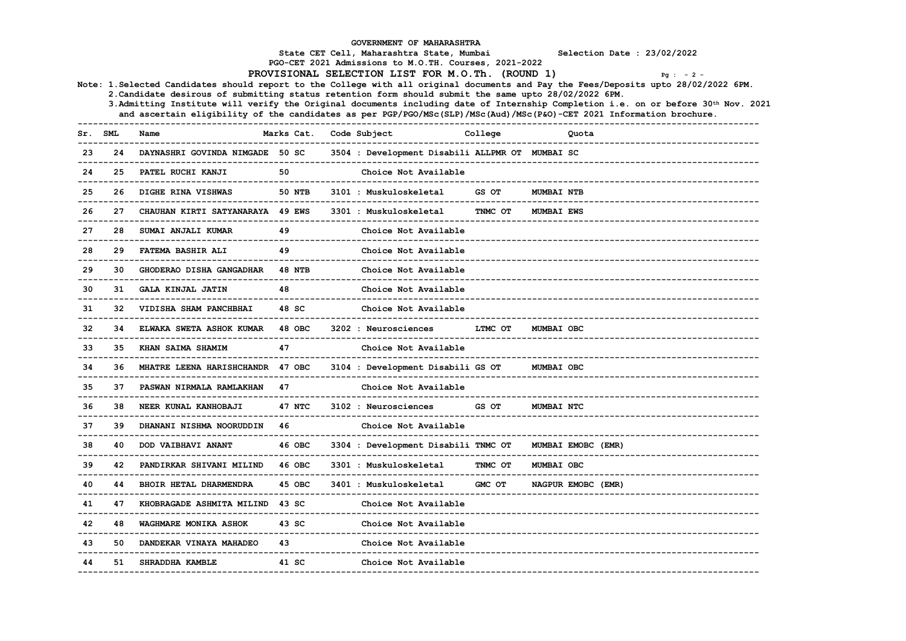GOVERNMENT OF MAHARASHTRA

State CET Cell, Maharashtra State, Mumbai Selection Date : 23/02/2022

PGO-CET 2021 Admissions to M.O.TH. Courses, 2021-2022

# PROVISIONAL SELECTION LIST FOR M.O.Th. (ROUND 1)

Note: 1.Selected Candidates should report to the College with all original documents and Pay the Fees/Deposits upto 28/02/2022 6PM.

2.Candidate desirous of submitting status retention form should submit the same upto 28/02/2022 6PM.

3.Admitting Institute will verify the Original documents including date of Internship Completion i.e. on or before 30th Nov. 2021 and ascertain eligibility of the candidates as per PGP/PGO/MSc(SLP)/MSc(Aud)/MSc(P&O)-CET 2021 Information brochure.

| Sr. | SML | Name | Marks | Cat. | Code Subject | College | Quota |
|---|---|---|---|---|---|---|---|
| 23 | 24 | DAYNASHRI GOVINDA NIMGADE | 50 | SC | 3504 : Development Disabili | ALLPMR OT | MUMBAI SC |
| 24 | 25 | PATEL RUCHI KANJI | 50 | | Choice Not Available | | |
| 25 | 26 | DIGHE RINA VISHWAS | 50 | NTB | 3101 : Muskuloskeletal | GS OT | MUMBAI NTB |
| 26 | 27 | CHAUHAN KIRTI SATYANARAYA | 49 | EWS | 3301 : Muskuloskeletal | TNMC OT | MUMBAI EWS |
| 27 | 28 | SUMAI ANJALI KUMAR | 49 | | Choice Not Available | | |
| 28 | 29 | FATEMA BASHIR ALI | 49 | | Choice Not Available | | |
| 29 | 30 | GHODERAO DISHA GANGADHAR | 48 | NTB | Choice Not Available | | |
| 30 | 31 | GALA KINJAL JATIN | 48 | | Choice Not Available | | |
| 31 | 32 | VIDISHA SHAM PANCHBHAI | 48 | SC | Choice Not Available | | |
| 32 | 34 | ELWAKA SWETA ASHOK KUMAR | 48 | OBC | 3202 : Neurosciences | LTMC OT | MUMBAI OBC |
| 33 | 35 | KHAN SAIMA SHAMIM | 47 | | Choice Not Available | | |
| 34 | 36 | MHATRE LEENA HARISHCHANDR | 47 | OBC | 3104 : Development Disabili | GS OT | MUMBAI OBC |
| 35 | 37 | PASWAN NIRMALA RAMLAKHAN | 47 | | Choice Not Available | | |
| 36 | 38 | NEER KUNAL KANHOBAJI | 47 | NTC | 3102 : Neurosciences | GS OT | MUMBAI NTC |
| 37 | 39 | DHANANI NISHMA NOORUDDIN | 46 | | Choice Not Available | | |
| 38 | 40 | DOD VAIBHAVI ANANT | 46 | OBC | 3304 : Development Disabili | TNMC OT | MUMBAI EMOBC (EMR) |
| 39 | 42 | PANDIRKAR SHIVANI MILIND | 46 | OBC | 3301 : Muskuloskeletal | TNMC OT | MUMBAI OBC |
| 40 | 44 | BHOIR HETAL DHARMENDRA | 45 | OBC | 3401 : Muskuloskeletal | GMC OT | NAGPUR EMOBC (EMR) |
| 41 | 47 | KHOBRAGADE ASHMITA MILIND | 43 | SC | Choice Not Available | | |
| 42 | 48 | WAGHMARE MONIKA ASHOK | 43 | SC | Choice Not Available | | |
| 43 | 50 | DANDEKAR VINAYA MAHADEO | 43 | | Choice Not Available | | |
| 44 | 51 | SHRADDHA KAMBLE | 41 | SC | Choice Not Available | | |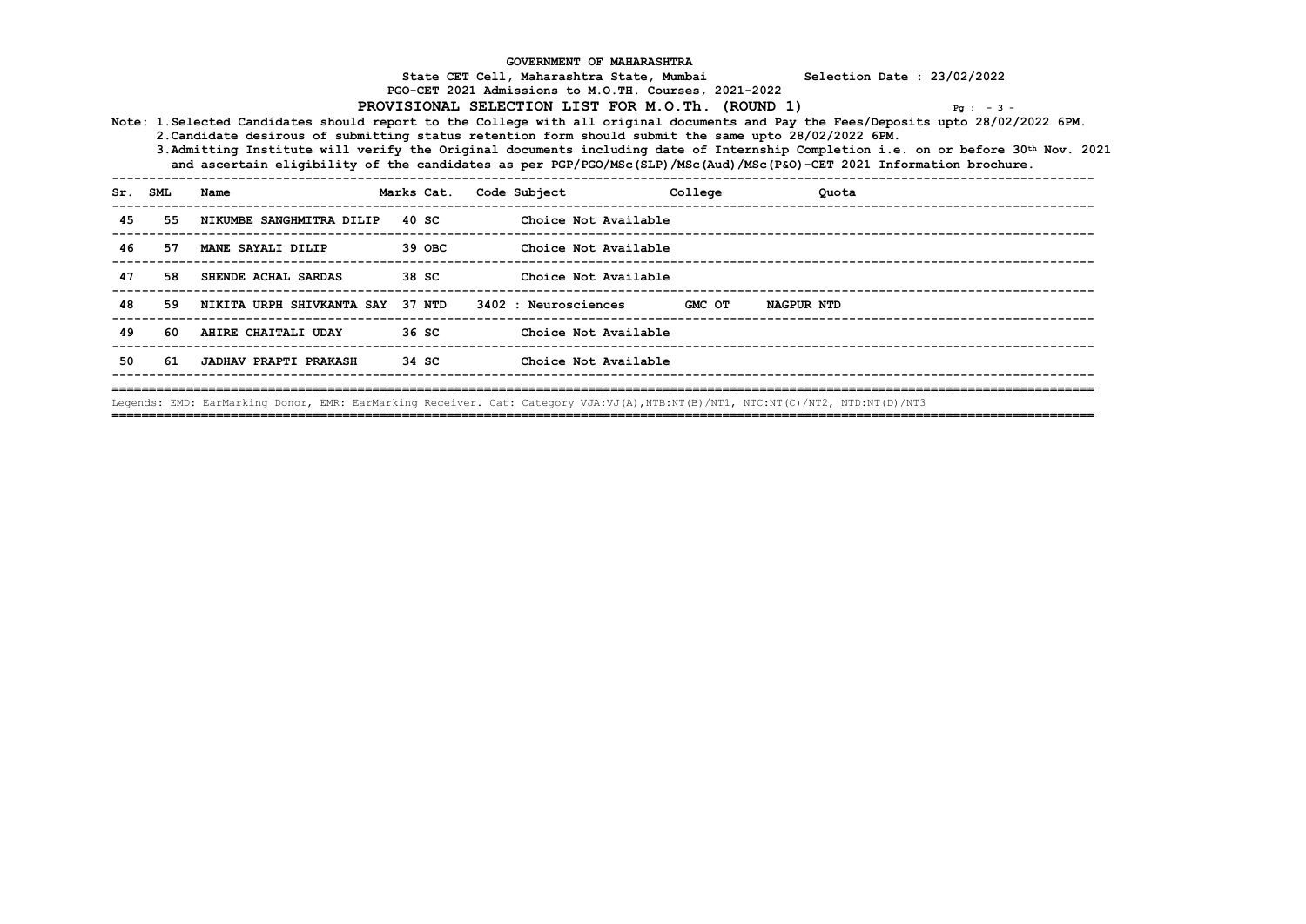GOVERNMENT OF MAHARASHTRA

State CET Cell, Maharashtra State, Mumbai    Selection Date : 23/02/2022

PGO-CET 2021 Admissions to M.O.TH. Courses, 2021-2022

**PROVISIONAL SELECTION LIST FOR M.O.Th. (ROUND 1)**

Note: 1.Selected Candidates should report to the College with all original documents and Pay the Fees/Deposits upto 28/02/2022 6PM.

2.Candidate desirous of submitting status retention form should submit the same upto 28/02/2022 6PM.

3.Admitting Institute will verify the Original documents including date of Internship Completion i.e. on or before 30th Nov. 2021 and ascertain eligibility of the candidates as per PGP/PGO/MSc(SLP)/MSc(Aud)/MSc(P&O)-CET 2021 Information brochure.

| Sr. | SML | Name | Marks | Cat. | Code Subject | College | Quota |
|---|---|---|---|---|---|---|---|
| 45 | 55 | NIKUMBE SANGHMITRA DILIP | 40 | SC | Choice Not Available | | |
| 46 | 57 | MANE SAYALI DILIP | 39 | OBC | Choice Not Available | | |
| 47 | 58 | SHENDE ACHAL SARDAS | 38 | SC | Choice Not Available | | |
| 48 | 59 | NIKITA URPH SHIVKANTA SAY | 37 | NTD | 3402 : Neurosciences | GMC OT | NAGPUR NTD |
| 49 | 60 | AHIRE CHAITALI UDAY | 36 | SC | Choice Not Available | | |
| 50 | 61 | JADHAV PRAPTI PRAKASH | 34 | SC | Choice Not Available | | |

Legends: EMD: EarMarking Donor, EMR: EarMarking Receiver. Cat: Category VJA:VJ(A),NTB:NT(B)/NT1, NTC:NT(C)/NT2, NTD:NT(D)/NT3